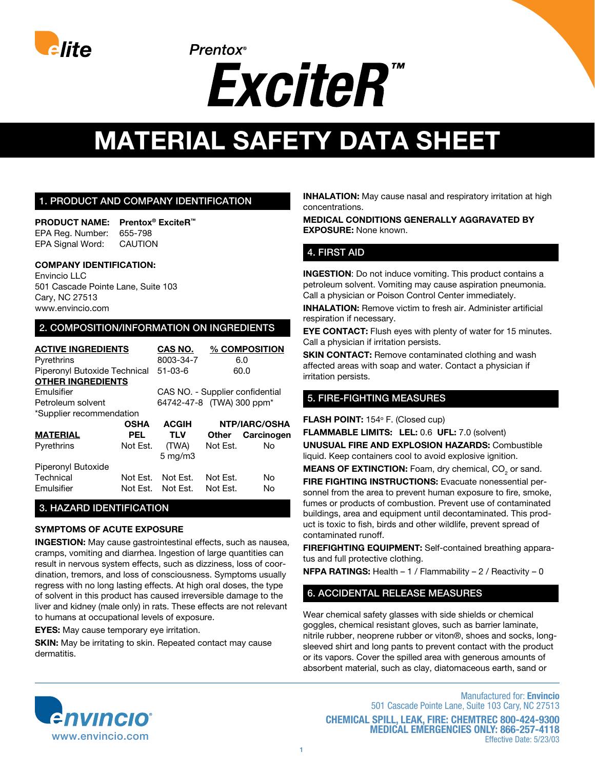elite

Prentox®

# ExciteR™

# MATERIAL SAFETY DATA SHEET

## 1. PRODUCT AND COMPANY IDENTIFICATION

**PRODUCT NAME:** **Prentox® ExciteR™**
EPA Reg. Number: 655-798
EPA Signal Word: CAUTION

**COMPANY IDENTIFICATION:**
Envincio LLC
501 Cascade Pointe Lane, Suite 103
Cary, NC 27513
www.envincio.com

## 2. COMPOSITION/INFORMATION ON INGREDIENTS

| ACTIVE INGREDIENTS | CAS NO. | % COMPOSITION |
|---|---|---|
| Pyrethrins | 8003-34-7 | 6.0 |
| Piperonyl Butoxide Technical | 51-03-6 | 60.0 |
| **OTHER INGREDIENTS** | | |
| Emulsifier | CAS NO. - Supplier confidential | |
| Petroleum solvent | 64742-47-8 | (TWA) 300 ppm* |

*Supplier recommendation

| MATERIAL | OSHA PEL | ACGIH TLV | Other | NTP/IARC/OSHA Carcinogen |
|---|---|---|---|---|
| Pyrethrins | Not Est. | (TWA) 5 mg/m3 | Not Est. | No |
| Piperonyl Butoxide Technical | Not Est. | Not Est. | Not Est. | No |
| Emulsifier | Not Est. | Not Est. | Not Est. | No |

## 3. HAZARD IDENTIFICATION

**SYMPTOMS OF ACUTE EXPOSURE**

**INGESTION:** May cause gastrointestinal effects, such as nausea, cramps, vomiting and diarrhea. Ingestion of large quantities can result in nervous system effects, such as dizziness, loss of coordination, tremors, and loss of consciousness. Symptoms usually regress with no long lasting effects. At high oral doses, the type of solvent in this product has caused irreversible damage to the liver and kidney (male only) in rats. These effects are not relevant to humans at occupational levels of exposure.

**EYES:** May cause temporary eye irritation.

**SKIN:** May be irritating to skin. Repeated contact may cause dermatitis.

**INHALATION:** May cause nasal and respiratory irritation at high concentrations.

**MEDICAL CONDITIONS GENERALLY AGGRAVATED BY EXPOSURE:** None known.

## 4. FIRST AID

**INGESTION**: Do not induce vomiting. This product contains a petroleum solvent. Vomiting may cause aspiration pneumonia. Call a physician or Poison Control Center immediately.

**INHALATION:** Remove victim to fresh air. Administer artificial respiration if necessary.

**EYE CONTACT:** Flush eyes with plenty of water for 15 minutes. Call a physician if irritation persists.

**SKIN CONTACT:** Remove contaminated clothing and wash affected areas with soap and water. Contact a physician if irritation persists.

## 5. FIRE-FIGHTING MEASURES

**FLASH POINT:** 154° F. (Closed cup)

**FLAMMABLE LIMITS:** **LEL:** 0.6 **UFL:** 7.0 (solvent)

**UNUSUAL FIRE AND EXPLOSION HAZARDS:** Combustible liquid. Keep containers cool to avoid explosive ignition.

**MEANS OF EXTINCTION:** Foam, dry chemical, $CO_2$ or sand.

**FIRE FIGHTING INSTRUCTIONS:** Evacuate nonessential personnel from the area to prevent human exposure to fire, smoke, fumes or products of combustion. Prevent use of contaminated buildings, area and equipment until decontaminated. This product is toxic to fish, birds and other wildlife, prevent spread of contaminated runoff.

**FIREFIGHTING EQUIPMENT:** Self-contained breathing apparatus and full protective clothing.

**NFPA RATINGS:** Health – 1 / Flammability – 2 / Reactivity – 0

## 6. ACCIDENTAL RELEASE MEASURES

Wear chemical safety glasses with side shields or chemical goggles, chemical resistant gloves, such as barrier laminate, nitrile rubber, neoprene rubber or viton®, shoes and socks, long-sleeved shirt and long pants to prevent contact with the product or its vapors. Cover the spilled area with generous amounts of absorbent material, such as clay, diatomaceous earth, sand or

envincio®
www.envincio.com

Manufactured for: **Envincio**
501 Cascade Pointe Lane, Suite 103 Cary, NC 27513

**CHEMICAL SPILL, LEAK, FIRE: CHEMTREC 800-424-9300**
**MEDICAL EMERGENCIES ONLY: 866-257-4118**
Effective Date: 5/23/03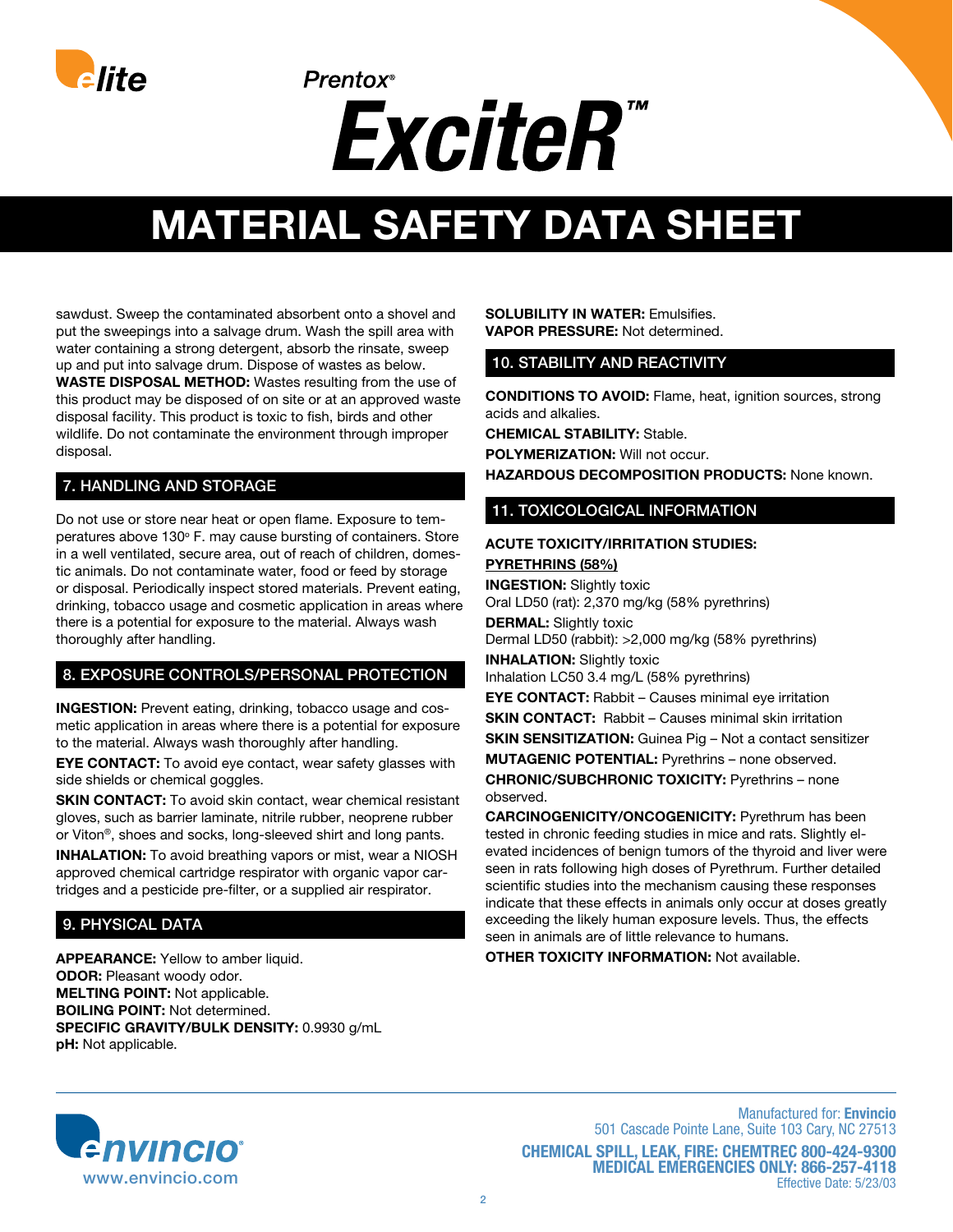sawdust. Sweep the contaminated absorbent onto a shovel and put the sweepings into a salvage drum. Wash the spill area with water containing a strong detergent, absorb the rinsate, sweep up and put into salvage drum. Dispose of wastes as below.

**WASTE DISPOSAL METHOD:** Wastes resulting from the use of this product may be disposed of on site or at an approved waste disposal facility. This product is toxic to fish, birds and other wildlife. Do not contaminate the environment through improper disposal.

## 7. HANDLING AND STORAGE

Do not use or store near heat or open flame. Exposure to temperatures above 130° F. may cause bursting of containers. Store in a well ventilated, secure area, out of reach of children, domestic animals. Do not contaminate water, food or feed by storage or disposal. Periodically inspect stored materials. Prevent eating, drinking, tobacco usage and cosmetic application in areas where there is a potential for exposure to the material. Always wash thoroughly after handling.

## 8. EXPOSURE CONTROLS/PERSONAL PROTECTION

**INGESTION:** Prevent eating, drinking, tobacco usage and cosmetic application in areas where there is a potential for exposure to the material. Always wash thoroughly after handling.

**EYE CONTACT:** To avoid eye contact, wear safety glasses with side shields or chemical goggles.

**SKIN CONTACT:** To avoid skin contact, wear chemical resistant gloves, such as barrier laminate, nitrile rubber, neoprene rubber or Viton®, shoes and socks, long-sleeved shirt and long pants.

**INHALATION:** To avoid breathing vapors or mist, wear a NIOSH approved chemical cartridge respirator with organic vapor cartridges and a pesticide pre-filter, or a supplied air respirator.

## 9. PHYSICAL DATA

**APPEARANCE:** Yellow to amber liquid.
**ODOR:** Pleasant woody odor.
**MELTING POINT:** Not applicable.
**BOILING POINT:** Not determined.
**SPECIFIC GRAVITY/BULK DENSITY:** 0.9930 g/mL
**pH:** Not applicable.
**SOLUBILITY IN WATER:** Emulsifies.
**VAPOR PRESSURE:** Not determined.

## 10. STABILITY AND REACTIVITY

**CONDITIONS TO AVOID:** Flame, heat, ignition sources, strong acids and alkalies.

**CHEMICAL STABILITY:** Stable.

**POLYMERIZATION:** Will not occur.

**HAZARDOUS DECOMPOSITION PRODUCTS:** None known.

## 11. TOXICOLOGICAL INFORMATION

**ACUTE TOXICITY/IRRITATION STUDIES:**

**PYRETHRINS (58%)**

**INGESTION:** Slightly toxic
Oral LD50 (rat): 2,370 mg/kg (58% pyrethrins)

**DERMAL:** Slightly toxic
Dermal LD50 (rabbit): >2,000 mg/kg (58% pyrethrins)

**INHALATION:** Slightly toxic
Inhalation LC50 3.4 mg/L (58% pyrethrins)

**EYE CONTACT:** Rabbit – Causes minimal eye irritation

**SKIN CONTACT:** Rabbit – Causes minimal skin irritation

**SKIN SENSITIZATION:** Guinea Pig – Not a contact sensitizer

**MUTAGENIC POTENTIAL:** Pyrethrins – none observed.

**CHRONIC/SUBCHRONIC TOXICITY:** Pyrethrins – none observed.

**CARCINOGENICITY/ONCOGENICITY:** Pyrethrum has been tested in chronic feeding studies in mice and rats. Slightly elevated incidences of benign tumors of the thyroid and liver were seen in rats following high doses of Pyrethrum. Further detailed scientific studies into the mechanism causing these responses indicate that these effects in animals only occur at doses greatly exceeding the likely human exposure levels. Thus, the effects seen in animals are of little relevance to humans.

**OTHER TOXICITY INFORMATION:** Not available.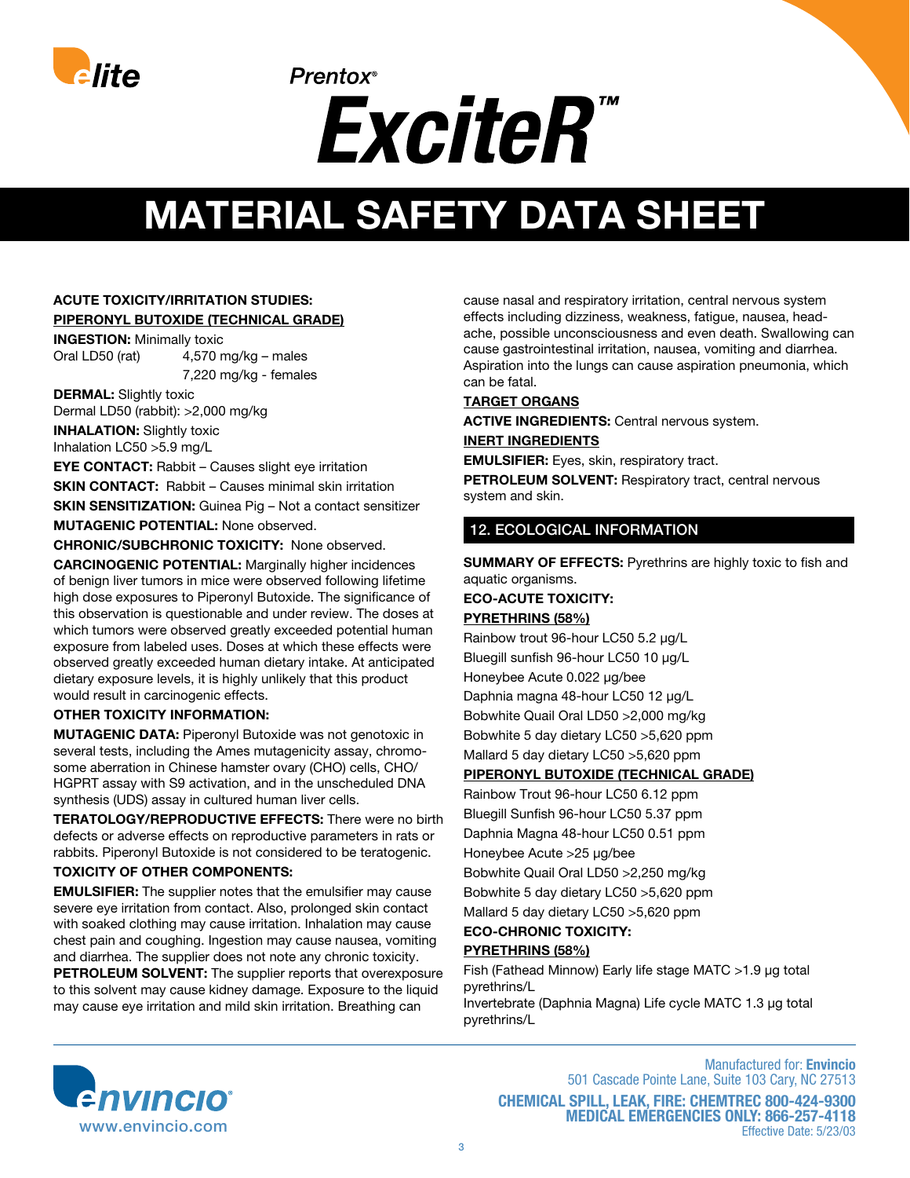**ACUTE TOXICITY/IRRITATION STUDIES:**

**PIPERONYL BUTOXIDE (TECHNICAL GRADE)**

**INGESTION:** Minimally toxic

Oral LD50 (rat) 4,570 mg/kg – males
7,220 mg/kg - females

**DERMAL:** Slightly toxic

Dermal LD50 (rabbit): >2,000 mg/kg

**INHALATION:** Slightly toxic

Inhalation LC50 >5.9 mg/L

**EYE CONTACT:** Rabbit – Causes slight eye irritation

**SKIN CONTACT:** Rabbit – Causes minimal skin irritation

**SKIN SENSITIZATION:** Guinea Pig – Not a contact sensitizer

**MUTAGENIC POTENTIAL:** None observed.

**CHRONIC/SUBCHRONIC TOXICITY:** None observed.

**CARCINOGENIC POTENTIAL:** Marginally higher incidences of benign liver tumors in mice were observed following lifetime high dose exposures to Piperonyl Butoxide. The significance of this observation is questionable and under review. The doses at which tumors were observed greatly exceeded potential human exposure from labeled uses. Doses at which these effects were observed greatly exceeded human dietary intake. At anticipated dietary exposure levels, it is highly unlikely that this product would result in carcinogenic effects.

**OTHER TOXICITY INFORMATION:**

**MUTAGENIC DATA:** Piperonyl Butoxide was not genotoxic in several tests, including the Ames mutagenicity assay, chromosome aberration in Chinese hamster ovary (CHO) cells, CHO/HGPRT assay with S9 activation, and in the unscheduled DNA synthesis (UDS) assay in cultured human liver cells.

**TERATOLOGY/REPRODUCTIVE EFFECTS:** There were no birth defects or adverse effects on reproductive parameters in rats or rabbits. Piperonyl Butoxide is not considered to be teratogenic.

**TOXICITY OF OTHER COMPONENTS:**

**EMULSIFIER:** The supplier notes that the emulsifier may cause severe eye irritation from contact. Also, prolonged skin contact with soaked clothing may cause irritation. Inhalation may cause chest pain and coughing. Ingestion may cause nausea, vomiting and diarrhea. The supplier does not note any chronic toxicity.

**PETROLEUM SOLVENT:** The supplier reports that overexposure to this solvent may cause kidney damage. Exposure to the liquid may cause eye irritation and mild skin irritation. Breathing can cause nasal and respiratory irritation, central nervous system effects including dizziness, weakness, fatigue, nausea, headache, possible unconsciousness and even death. Swallowing can cause gastrointestinal irritation, nausea, vomiting and diarrhea. Aspiration into the lungs can cause aspiration pneumonia, which can be fatal.

**TARGET ORGANS**

**ACTIVE INGREDIENTS:** Central nervous system.

**INERT INGREDIENTS**

**EMULSIFIER:** Eyes, skin, respiratory tract.

**PETROLEUM SOLVENT:** Respiratory tract, central nervous system and skin.

## 12. ECOLOGICAL INFORMATION

**SUMMARY OF EFFECTS:** Pyrethrins are highly toxic to fish and aquatic organisms.

**ECO-ACUTE TOXICITY:**

**PYRETHRINS (58%)**

Rainbow trout 96-hour LC50 5.2 µg/L
Bluegill sunfish 96-hour LC50 10 µg/L
Honeybee Acute 0.022 µg/bee
Daphnia magna 48-hour LC50 12 µg/L
Bobwhite Quail Oral LD50 >2,000 mg/kg
Bobwhite 5 day dietary LC50 >5,620 ppm
Mallard 5 day dietary LC50 >5,620 ppm

**PIPERONYL BUTOXIDE (TECHNICAL GRADE)**

Rainbow Trout 96-hour LC50 6.12 ppm
Bluegill Sunfish 96-hour LC50 5.37 ppm
Daphnia Magna 48-hour LC50 0.51 ppm
Honeybee Acute >25 µg/bee
Bobwhite Quail Oral LD50 >2,250 mg/kg
Bobwhite 5 day dietary LC50 >5,620 ppm
Mallard 5 day dietary LC50 >5,620 ppm

**ECO-CHRONIC TOXICITY:**

**PYRETHRINS (58%)**

Fish (Fathead Minnow) Early life stage MATC >1.9 µg total pyrethrins/L

Invertebrate (Daphnia Magna) Life cycle MATC 1.3 µg total pyrethrins/L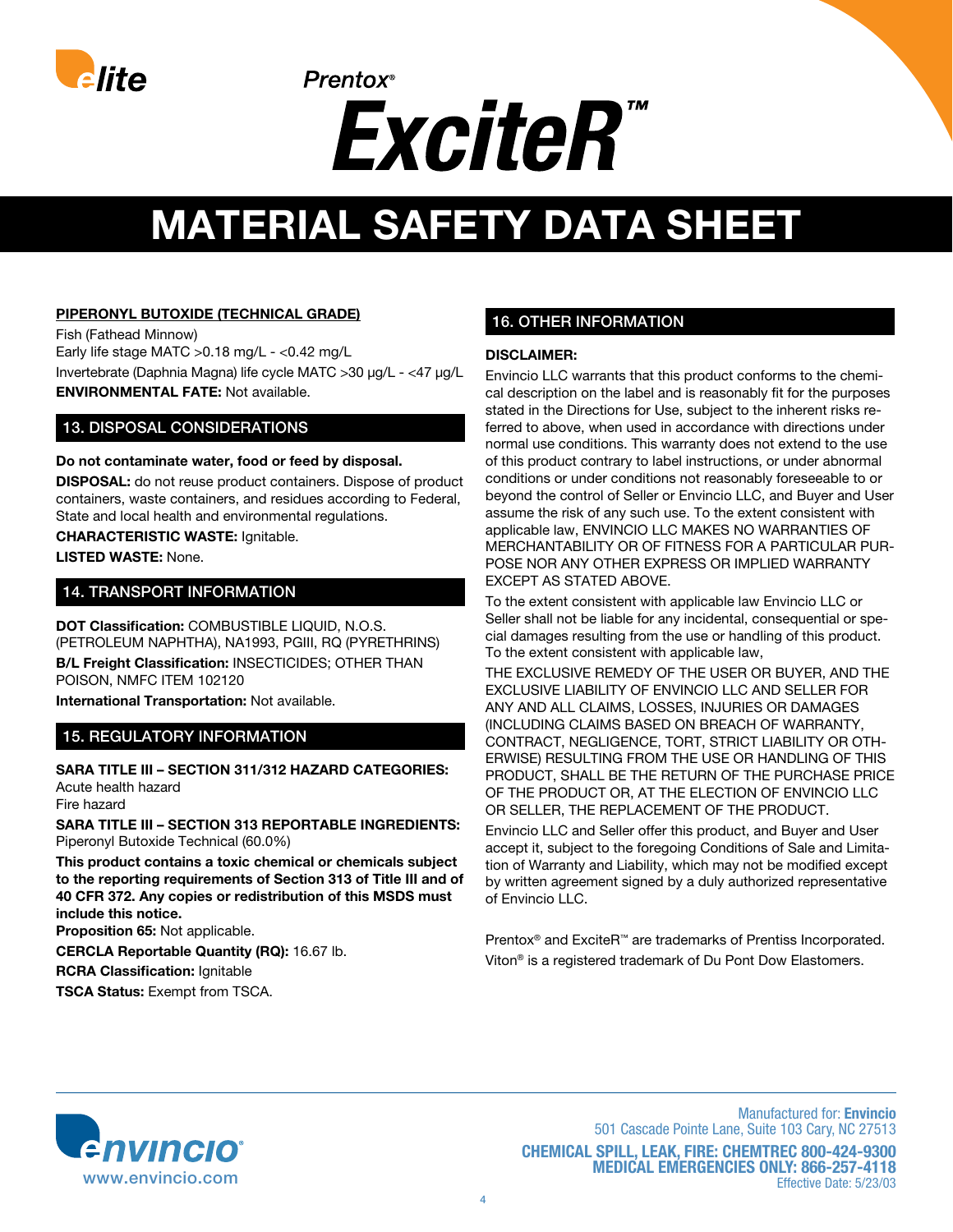**PIPERONYL BUTOXIDE (TECHNICAL GRADE)**

Fish (Fathead Minnow)
Early life stage MATC >0.18 mg/L - <0.42 mg/L
Invertebrate (Daphnia Magna) life cycle MATC >30 µg/L - <47 µg/L
**ENVIRONMENTAL FATE:** Not available.

## 13. DISPOSAL CONSIDERATIONS

**Do not contaminate water, food or feed by disposal.**

**DISPOSAL:** do not reuse product containers. Dispose of product containers, waste containers, and residues according to Federal, State and local health and environmental regulations.

**CHARACTERISTIC WASTE:** Ignitable.

**LISTED WASTE:** None.

## 14. TRANSPORT INFORMATION

**DOT Classification:** COMBUSTIBLE LIQUID, N.O.S. (PETROLEUM NAPHTHA), NA1993, PGIII, RQ (PYRETHRINS)

**B/L Freight Classification:** INSECTICIDES; OTHER THAN POISON, NMFC ITEM 102120

**International Transportation:** Not available.

## 15. REGULATORY INFORMATION

**SARA TITLE III – SECTION 311/312 HAZARD CATEGORIES:**
Acute health hazard
Fire hazard

**SARA TITLE III – SECTION 313 REPORTABLE INGREDIENTS:**
Piperonyl Butoxide Technical (60.0%)

**This product contains a toxic chemical or chemicals subject to the reporting requirements of Section 313 of Title III and of 40 CFR 372. Any copies or redistribution of this MSDS must include this notice.**

**Proposition 65:** Not applicable.

**CERCLA Reportable Quantity (RQ):** 16.67 lb.

**RCRA Classification:** Ignitable

**TSCA Status:** Exempt from TSCA.

## 16. OTHER INFORMATION

**DISCLAIMER:**

Envincio LLC warrants that this product conforms to the chemical description on the label and is reasonably fit for the purposes stated in the Directions for Use, subject to the inherent risks referred to above, when used in accordance with directions under normal use conditions. This warranty does not extend to the use of this product contrary to label instructions, or under abnormal conditions or under conditions not reasonably foreseeable to or beyond the control of Seller or Envincio LLC, and Buyer and User assume the risk of any such use. To the extent consistent with applicable law, ENVINCIO LLC MAKES NO WARRANTIES OF MERCHANTABILITY OR OF FITNESS FOR A PARTICULAR PURPOSE NOR ANY OTHER EXPRESS OR IMPLIED WARRANTY EXCEPT AS STATED ABOVE.

To the extent consistent with applicable law Envincio LLC or Seller shall not be liable for any incidental, consequential or special damages resulting from the use or handling of this product. To the extent consistent with applicable law,

THE EXCLUSIVE REMEDY OF THE USER OR BUYER, AND THE EXCLUSIVE LIABILITY OF ENVINCIO LLC AND SELLER FOR ANY AND ALL CLAIMS, LOSSES, INJURIES OR DAMAGES (INCLUDING CLAIMS BASED ON BREACH OF WARRANTY, CONTRACT, NEGLIGENCE, TORT, STRICT LIABILITY OR OTHERWISE) RESULTING FROM THE USE OR HANDLING OF THIS PRODUCT, SHALL BE THE RETURN OF THE PURCHASE PRICE OF THE PRODUCT OR, AT THE ELECTION OF ENVINCIO LLC OR SELLER, THE REPLACEMENT OF THE PRODUCT.

Envincio LLC and Seller offer this product, and Buyer and User accept it, subject to the foregoing Conditions of Sale and Limitation of Warranty and Liability, which may not be modified except by written agreement signed by a duly authorized representative of Envincio LLC.

Prentox® and ExciteR™ are trademarks of Prentiss Incorporated.
Viton® is a registered trademark of Du Pont Dow Elastomers.